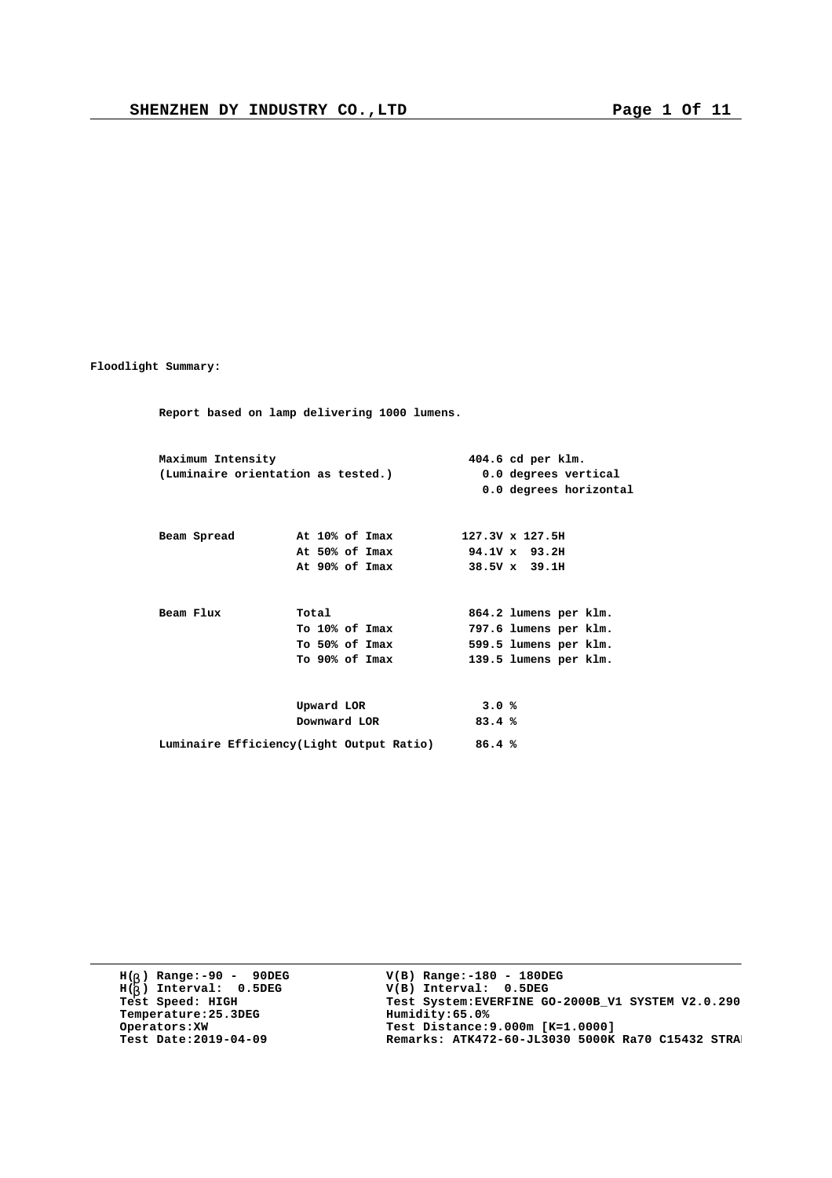**Floodlight Summary:**

**Report based on lamp delivering 1000 lumens.**

| | | |
|---|---|---|
| **Maximum Intensity** | | **404.6 cd per klm.** |
| **(Luminaire orientation as tested.)** | | **0.0 degrees vertical** |
| | | **0.0 degrees horizontal** |
| **Beam Spread** | **At 10% of Imax** | **127.3V x 127.5H** |
| | **At 50% of Imax** | **94.1V x 93.2H** |
| | **At 90% of Imax** | **38.5V x 39.1H** |
| **Beam Flux** | **Total** | **864.2 lumens per klm.** |
| | **To 10% of Imax** | **797.6 lumens per klm.** |
| | **To 50% of Imax** | **599.5 lumens per klm.** |
| | **To 90% of Imax** | **139.5 lumens per klm.** |
| | **Upward LOR** | **3.0 %** |
| | **Downward LOR** | **83.4 %** |
| **Luminaire Efficiency(Light Output Ratio)** | | **86.4 %** |

**H(β) Range:-90 - 90DEG**
**H(β) Interval: 0.5DEG**
**Test Speed: HIGH**
**Temperature:25.3DEG**
**Operators:XW**
**Test Date:2019-04-09**

**V(B) Range:-180 - 180DEG**
**V(B) Interval: 0.5DEG**
**Test System:EVERFINE GO-2000B_V1 SYSTEM V2.0.290**
**Humidity:65.0%**
**Test Distance:9.000m [K=1.0000]**
**Remarks: ATK472-60-JL3030 5000K Ra70 C15432 STRA**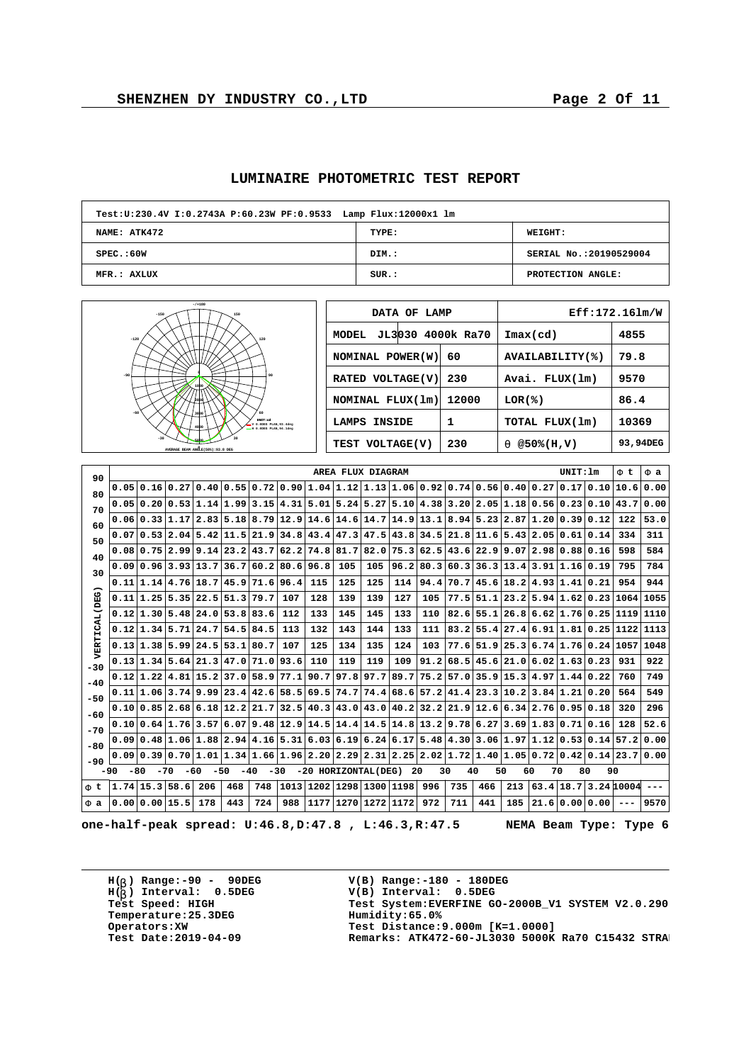# LUMINAIRE PHOTOMETRIC TEST REPORT

| Test:U:230.4V I:0.2743A P:60.23W PF:0.9533 Lamp Flux:12000x1 lm | | |
|---|---|---|
| NAME: ATK472 | TYPE: | WEIGHT: |
| SPEC.:60W | DIM.: | SERIAL No.:20190529004 |
| MFR.: AXLUX | SUR.: | PROTECTION ANGLE: |

| DATA OF LAMP | | Eff:172.16lm/W | |
|---|---|---|---|
| MODEL JL3030 4000k Ra70 | | Imax(cd) | 4855 |
| NOMINAL POWER(W) | 60 | AVAILABILITY(%) | 79.8 |
| RATED VOLTAGE(V) | 230 | Avai. FLUX(lm) | 9570 |
| NOMINAL FLUX(lm) | 12000 | LOR(%) | 86.4 |
| LAMPS INSIDE | 1 | TOTAL FLUX(lm) | 10369 |
| TEST VOLTAGE(V) | 230 | θ @50%(H,V) | 93,94DEG |

AREA FLUX DIAGRAM — UNIT:lm

| VERTICAL(DEG) | | | | | | | | | | | | | | | | | | | Φ t | Φ a |
|---|---|---|---|---|---|---|---|---|---|---|---|---|---|---|---|---|---|---|---|---|
| 90~80 | 0.05 | 0.16 | 0.27 | 0.40 | 0.55 | 0.72 | 0.90 | 1.04 | 1.12 | 1.13 | 1.06 | 0.92 | 0.74 | 0.56 | 0.40 | 0.27 | 0.17 | 0.10 | 10.6 | 0.00 |
| 80~70 | 0.05 | 0.20 | 0.53 | 1.14 | 1.99 | 3.15 | 4.31 | 5.01 | 5.24 | 5.27 | 5.10 | 4.38 | 3.20 | 2.05 | 1.18 | 0.56 | 0.23 | 0.10 | 43.7 | 0.00 |
| 70~60 | 0.06 | 0.33 | 1.17 | 2.83 | 5.18 | 8.79 | 12.9 | 14.6 | 14.6 | 14.7 | 14.9 | 13.1 | 8.94 | 5.23 | 2.87 | 1.20 | 0.39 | 0.12 | 122 | 53.0 |
| 60~50 | 0.07 | 0.53 | 2.04 | 5.42 | 11.5 | 21.9 | 34.8 | 43.4 | 47.3 | 47.5 | 43.8 | 34.5 | 21.8 | 11.6 | 5.43 | 2.05 | 0.61 | 0.14 | 334 | 311 |
| 50~40 | 0.08 | 0.75 | 2.99 | 9.14 | 23.2 | 43.7 | 62.2 | 74.8 | 81.7 | 82.0 | 75.3 | 62.5 | 43.6 | 22.9 | 9.07 | 2.98 | 0.88 | 0.16 | 598 | 584 |
| 40~30 | 0.09 | 0.96 | 3.93 | 13.7 | 36.7 | 60.2 | 80.6 | 96.8 | 105 | 105 | 96.2 | 80.3 | 60.3 | 36.3 | 13.4 | 3.91 | 1.16 | 0.19 | 795 | 784 |
| 30~20 | 0.11 | 1.14 | 4.76 | 18.7 | 45.9 | 71.6 | 96.4 | 115 | 125 | 125 | 114 | 94.4 | 70.7 | 45.6 | 18.2 | 4.93 | 1.41 | 0.21 | 954 | 944 |
| 20~10 | 0.11 | 1.25 | 5.35 | 22.5 | 51.3 | 79.7 | 107 | 128 | 139 | 139 | 127 | 105 | 77.5 | 51.1 | 23.2 | 5.94 | 1.62 | 0.23 | 1064 | 1055 |
| 10~0 | 0.12 | 1.30 | 5.48 | 24.0 | 53.8 | 83.6 | 112 | 133 | 145 | 145 | 133 | 110 | 82.6 | 55.1 | 26.8 | 6.62 | 1.76 | 0.25 | 1119 | 1110 |
| 0~-10 | 0.12 | 1.34 | 5.71 | 24.7 | 54.5 | 84.5 | 113 | 132 | 143 | 144 | 133 | 111 | 83.2 | 55.4 | 27.4 | 6.91 | 1.81 | 0.25 | 1122 | 1113 |
| -10~-20 | 0.13 | 1.38 | 5.99 | 24.5 | 53.1 | 80.7 | 107 | 125 | 134 | 135 | 124 | 103 | 77.6 | 51.9 | 25.3 | 6.74 | 1.76 | 0.24 | 1057 | 1048 |
| -20~-30 | 0.13 | 1.34 | 5.64 | 21.3 | 47.0 | 71.0 | 93.6 | 110 | 119 | 119 | 109 | 91.2 | 68.5 | 45.6 | 21.0 | 6.02 | 1.63 | 0.23 | 931 | 922 |
| -30~-40 | 0.12 | 1.22 | 4.81 | 15.2 | 37.0 | 58.9 | 77.1 | 90.7 | 97.8 | 97.7 | 89.7 | 75.2 | 57.0 | 35.9 | 15.3 | 4.97 | 1.44 | 0.22 | 760 | 749 |
| -40~-50 | 0.11 | 1.06 | 3.74 | 9.99 | 23.4 | 42.6 | 58.5 | 69.5 | 74.7 | 74.4 | 68.6 | 57.2 | 41.4 | 23.3 | 10.2 | 3.84 | 1.21 | 0.20 | 564 | 549 |
| -50~-60 | 0.10 | 0.85 | 2.68 | 6.18 | 12.2 | 21.7 | 32.5 | 40.3 | 43.0 | 43.0 | 40.2 | 32.2 | 21.9 | 12.6 | 6.34 | 2.76 | 0.95 | 0.18 | 320 | 296 |
| -60~-70 | 0.10 | 0.64 | 1.76 | 3.57 | 6.07 | 9.48 | 12.9 | 14.5 | 14.4 | 14.5 | 14.8 | 13.2 | 9.78 | 6.27 | 3.69 | 1.83 | 0.71 | 0.16 | 128 | 52.6 |
| -70~-80 | 0.09 | 0.48 | 1.06 | 1.88 | 2.94 | 4.16 | 5.31 | 6.03 | 6.19 | 6.24 | 6.17 | 5.48 | 4.30 | 3.06 | 1.97 | 1.12 | 0.53 | 0.14 | 57.2 | 0.00 |
| -80~-90 | 0.09 | 0.39 | 0.70 | 1.01 | 1.34 | 1.66 | 1.96 | 2.20 | 2.29 | 2.31 | 2.25 | 2.02 | 1.72 | 1.40 | 1.05 | 0.72 | 0.42 | 0.14 | 23.7 | 0.00 |
| HORIZONTAL(DEG) | -90~-80 | -80~-70 | -70~-60 | -60~-50 | -50~-40 | -40~-30 | -30~-20 | -20~-10 | -10~0 | 0~10 | 10~20 | 20~30 | 30~40 | 40~50 | 50~60 | 60~70 | 70~80 | 80~90 | | |
| Φ t | 1.74 | 15.3 | 58.6 | 206 | 468 | 748 | 1013 | 1202 | 1298 | 1300 | 1198 | 996 | 735 | 466 | 213 | 63.4 | 18.7 | 3.24 | 10004 | --- |
| Φ a | 0.00 | 0.00 | 15.5 | 178 | 443 | 724 | 988 | 1177 | 1270 | 1272 | 1172 | 972 | 711 | 441 | 185 | 21.6 | 0.00 | 0.00 | --- | 9570 |

**one-half-peak spread: U:46.8,D:47.8 , L:46.3,R:47.5        NEMA Beam Type: Type 6**

H(β) Range:-90 - 90DEG
H(β) Interval: 0.5DEG
Test Speed: HIGH
Temperature:25.3DEG
Operators:XW
Test Date:2019-04-09

V(B) Range:-180 - 180DEG
V(B) Interval: 0.5DEG
Test System:EVERFINE GO-2000B_V1 SYSTEM V2.0.290
Humidity:65.0%
Test Distance:9.000m [K=1.0000]
Remarks: ATK472-60-JL3030 5000K Ra70 C15432 STRA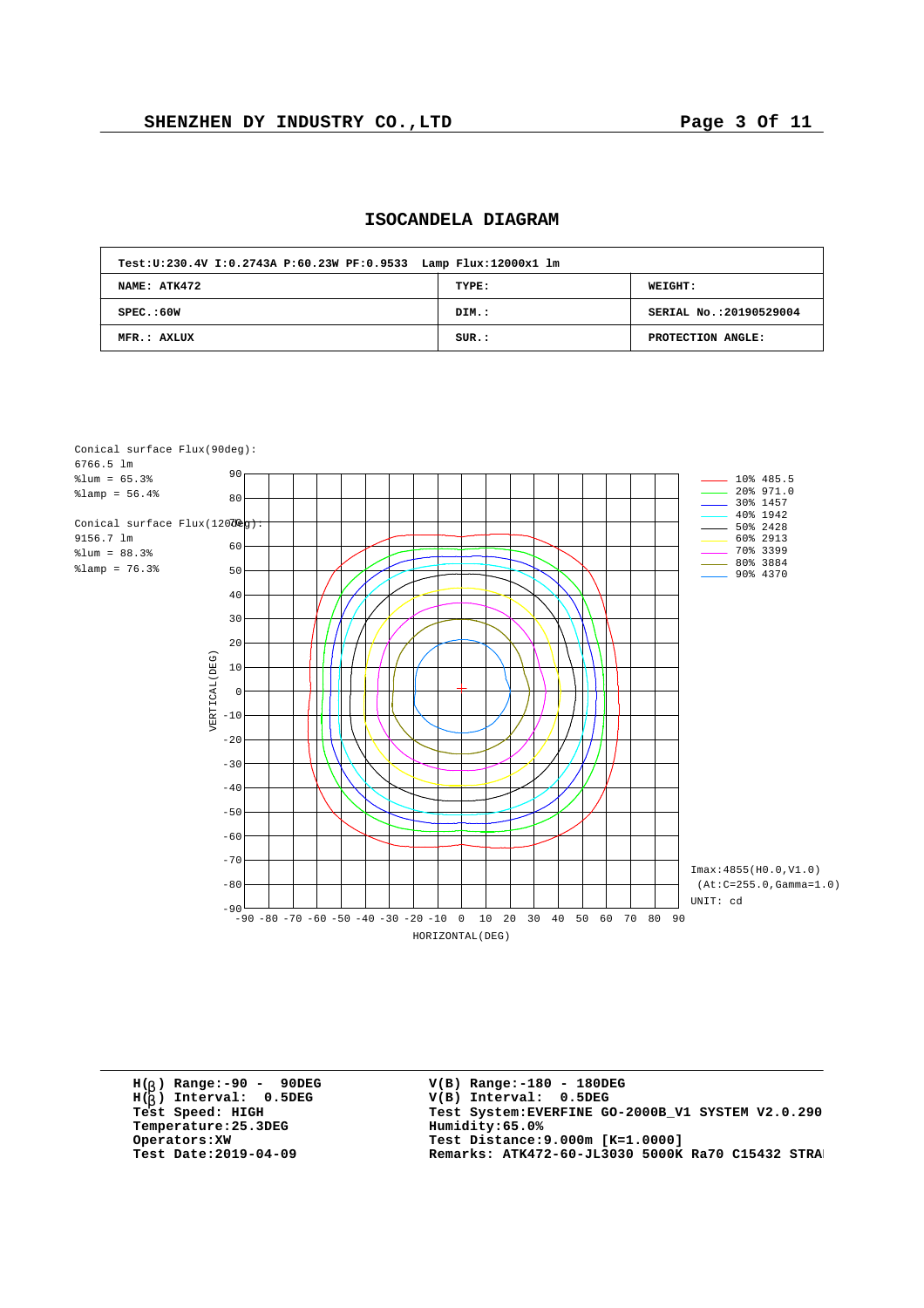SHENZHEN DY INDUSTRY CO.,LTD

## ISOCANDELA DIAGRAM

| Test:U:230.4V I:0.2743A P:60.23W PF:0.9533 Lamp Flux:12000x1 lm | | |
|---|---|---|
| NAME: ATK472 | TYPE: | WEIGHT: |
| SPEC.:60W | DIM.: | SERIAL No.:20190529004 |
| MFR.: AXLUX | SUR.: | PROTECTION ANGLE: |

Conical surface Flux(90deg):
6766.5 lm
%lum = 65.3%
%lamp = 56.4%

Conical surface Flux(120deg):
9156.7 lm
%lum = 88.3%
%lamp = 76.3%

| Level | cd |
|---|---|
| 10% | 485.5 |
| 20% | 971.0 |
| 30% | 1457 |
| 40% | 1942 |
| 50% | 2428 |
| 60% | 2913 |
| 70% | 3399 |
| 80% | 3884 |
| 90% | 4370 |

Imax:4855(H0.0,V1.0)
(At:C=255.0,Gamma=1.0)
UNIT: cd

VERTICAL(DEG) / HORIZONTAL(DEG)

H(β) Range:-90 - 90DEG
H(β) Interval: 0.5DEG
Test Speed: HIGH
Temperature:25.3DEG
Operators:XW
Test Date:2019-04-09

V(B) Range:-180 - 180DEG
V(B) Interval: 0.5DEG
Test System:EVERFINE GO-2000B_V1 SYSTEM V2.0.290
Humidity:65.0%
Test Distance:9.000m [K=1.0000]
Remarks: ATK472-60-JL3030 5000K Ra70 C15432 STRA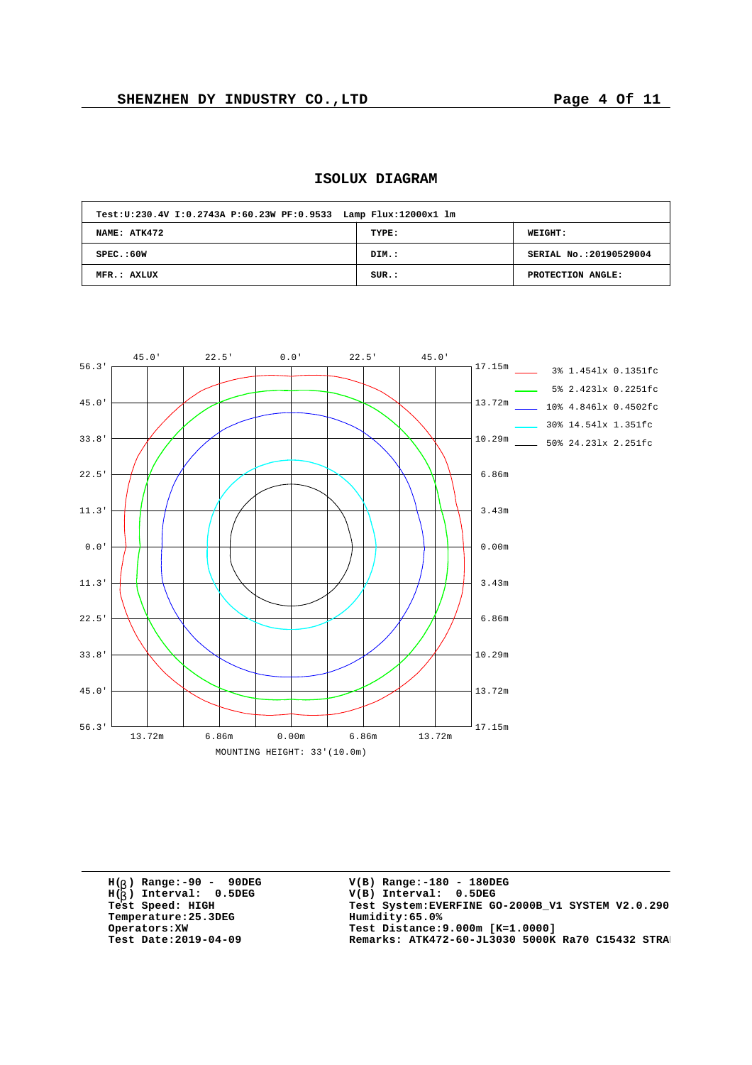## ISOLUX DIAGRAM

| Test:U:230.4V I:0.2743A P:60.23W PF:0.9533 Lamp Flux:12000x1 lm | | |
|---|---|---|
| NAME: ATK472 | TYPE: | WEIGHT: |
| SPEC.:60W | DIM.: | SERIAL No.:20190529004 |
| MFR.: AXLUX | SUR.: | PROTECTION ANGLE: |

3% 1.454lx 0.1351fc
5% 2.423lx 0.2251fc
10% 4.846lx 0.4502fc
30% 14.54lx 1.351fc
50% 24.23lx 2.251fc

MOUNTING HEIGHT: 33'(10.0m)

H(β) Range:-90 - 90DEG
H(β) Interval: 0.5DEG
Test Speed: HIGH
Temperature:25.3DEG
Operators:XW
Test Date:2019-04-09

V(B) Range:-180 - 180DEG
V(B) Interval: 0.5DEG
Test System:EVERFINE GO-2000B_V1 SYSTEM V2.0.290
Humidity:65.0%
Test Distance:9.000m [K=1.0000]
Remarks: ATK472-60-JL3030 5000K Ra70 C15432 STRA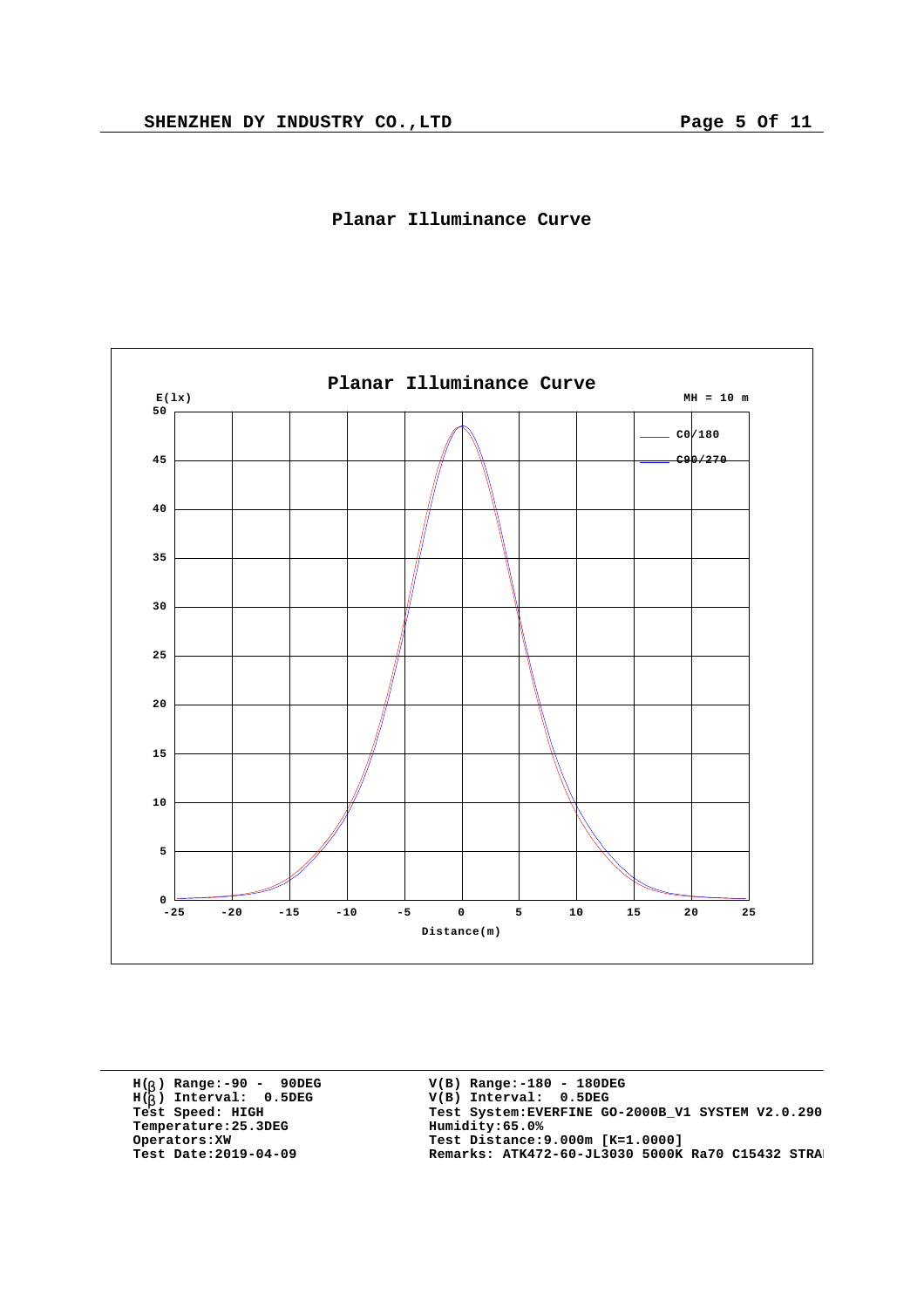## Planar Illuminance Curve

**Planar Illuminance Curve**

E(lx) MH = 10 m

— C0/180
— C90/270

Distance(m)

H(β) Range:-90 - 90DEG
H(β) Interval: 0.5DEG
Test Speed: HIGH
Temperature:25.3DEG
Operators:XW
Test Date:2019-04-09

V(B) Range:-180 - 180DEG
V(B) Interval: 0.5DEG
Test System:EVERFINE GO-2000B_V1 SYSTEM V2.0.290
Humidity:65.0%
Test Distance:9.000m [K=1.0000]
Remarks: ATK472-60-JL3030 5000K Ra70 C15432 STRA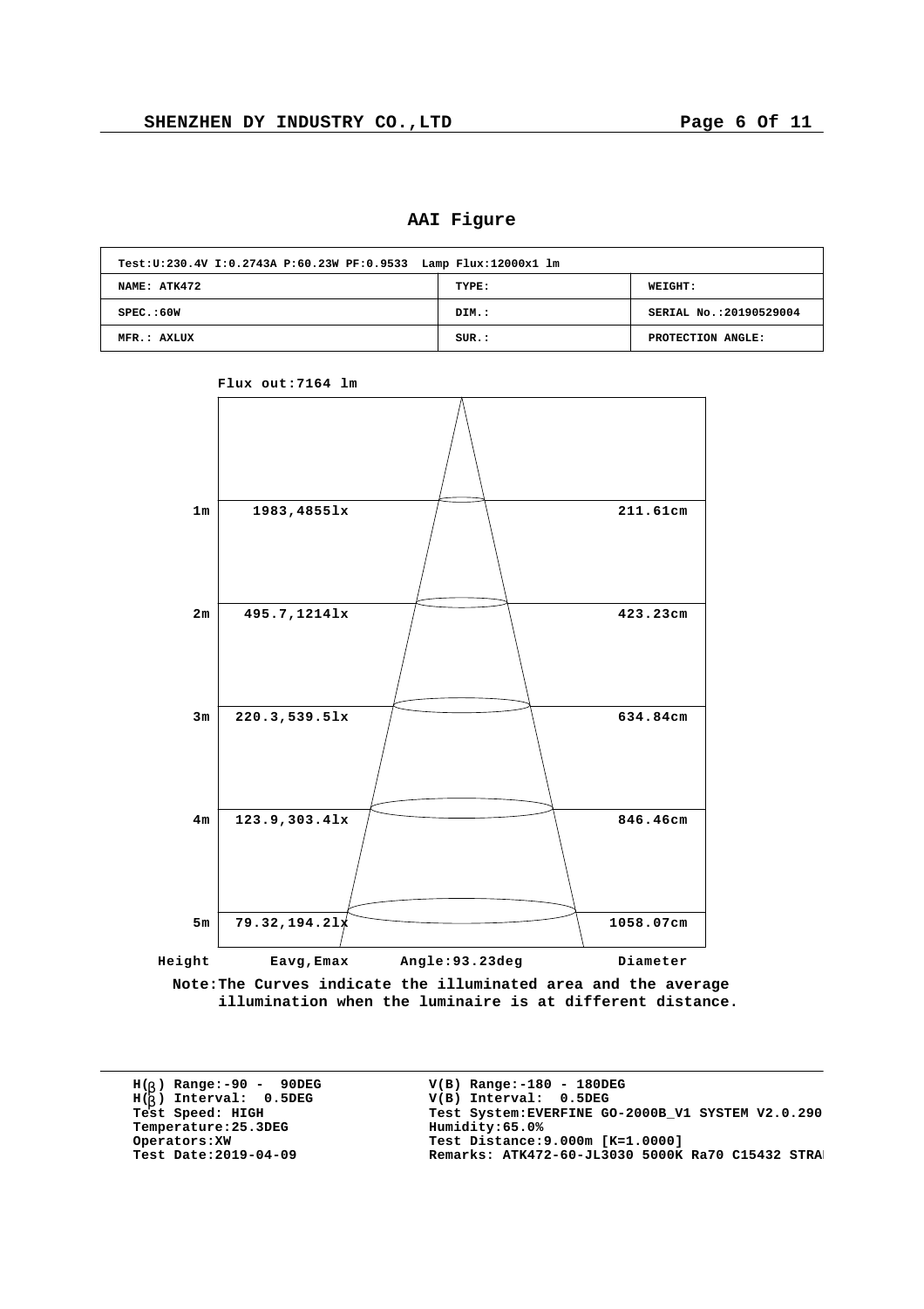## AAI Figure

| Test:U:230.4V I:0.2743A P:60.23W PF:0.9533 Lamp Flux:12000x1 lm | | |
|---|---|---|
| NAME: ATK472 | TYPE: | WEIGHT: |
| SPEC.:60W | DIM.: | SERIAL No.:20190529004 |
| MFR.: AXLUX | SUR.: | PROTECTION ANGLE: |

Flux out:7164 lm

| Height | Eavg,Emax | Diameter |
|---|---|---|
| 1m | 1983,4855lx | 211.61cm |
| 2m | 495.7,1214lx | 423.23cm |
| 3m | 220.3,539.5lx | 634.84cm |
| 4m | 123.9,303.4lx | 846.46cm |
| 5m | 79.32,194.2lx | 1058.07cm |

Angle:93.23deg

Note:The Curves indicate the illuminated area and the average illumination when the luminaire is at different distance.

H(β) Range:-90 - 90DEG
H(β) Interval: 0.5DEG
Test Speed: HIGH
Temperature:25.3DEG
Operators:XW
Test Date:2019-04-09

V(B) Range:-180 - 180DEG
V(B) Interval: 0.5DEG
Test System:EVERFINE GO-2000B_V1 SYSTEM V2.0.290
Humidity:65.0%
Test Distance:9.000m [K=1.0000]
Remarks: ATK472-60-JL3030 5000K Ra70 C15432 STRA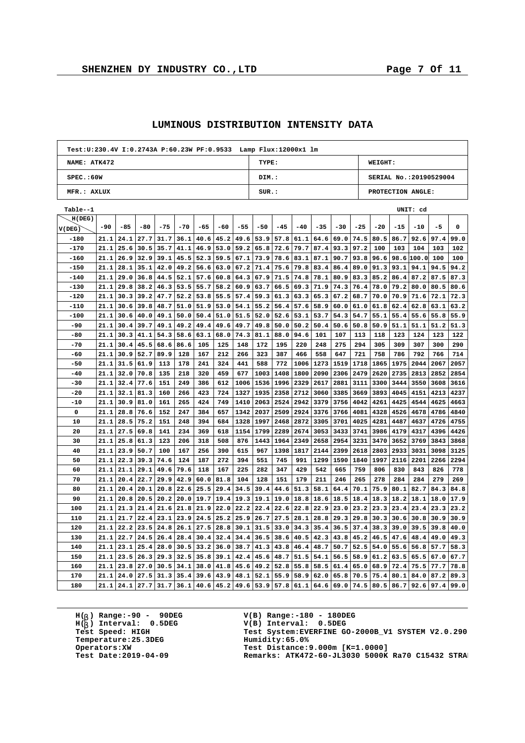# LUMINOUS DISTRIBUTION INTENSITY DATA

| Test:U:230.4V I:0.2743A P:60.23W PF:0.9533 Lamp Flux:12000x1 lm | | |
|---|---|---|
| NAME: ATK472 | TYPE: | WEIGHT: |
| SPEC.:60W | DIM.: | SERIAL No.:20190529004 |
| MFR.: AXLUX | SUR.: | PROTECTION ANGLE: |

Table--1 UNIT: cd

| V(DEG) \ H(DEG) | -90 | -85 | -80 | -75 | -70 | -65 | -60 | -55 | -50 | -45 | -40 | -35 | -30 | -25 | -20 | -15 | -10 | -5 | 0 |
|---|---|---|---|---|---|---|---|---|---|---|---|---|---|---|---|---|---|---|---|
| -180 | 21.1 | 24.1 | 27.7 | 31.7 | 36.1 | 40.6 | 45.2 | 49.6 | 53.9 | 57.8 | 61.1 | 64.6 | 69.0 | 74.5 | 80.5 | 86.7 | 92.6 | 97.4 | 99.0 |
| -170 | 21.1 | 25.6 | 30.5 | 35.7 | 41.1 | 46.9 | 53.0 | 59.2 | 65.8 | 72.6 | 79.7 | 87.4 | 93.3 | 97.2 | 100 | 103 | 104 | 103 | 102 |
| -160 | 21.1 | 26.9 | 32.9 | 39.1 | 45.5 | 52.3 | 59.5 | 67.1 | 73.9 | 78.6 | 83.1 | 87.1 | 90.7 | 93.8 | 96.6 | 98.6 | 100.0 | 100 | 100 |
| -150 | 21.1 | 28.1 | 35.1 | 42.0 | 49.2 | 56.6 | 63.0 | 67.2 | 71.4 | 75.6 | 79.8 | 83.4 | 86.4 | 89.0 | 91.3 | 93.1 | 94.1 | 94.5 | 94.2 |
| -140 | 21.1 | 29.0 | 36.8 | 44.5 | 52.1 | 57.6 | 60.8 | 64.3 | 67.9 | 71.5 | 74.8 | 78.1 | 80.9 | 83.3 | 85.2 | 86.4 | 87.2 | 87.5 | 87.3 |
| -130 | 21.1 | 29.8 | 38.2 | 46.3 | 53.5 | 55.7 | 58.2 | 60.9 | 63.7 | 66.5 | 69.3 | 71.9 | 74.3 | 76.4 | 78.0 | 79.2 | 80.0 | 80.5 | 80.6 |
| -120 | 21.1 | 30.3 | 39.2 | 47.7 | 52.2 | 53.8 | 55.5 | 57.4 | 59.3 | 61.3 | 63.3 | 65.3 | 67.2 | 68.7 | 70.0 | 70.9 | 71.6 | 72.1 | 72.3 |
| -110 | 21.1 | 30.6 | 39.8 | 48.7 | 51.0 | 51.9 | 53.0 | 54.1 | 55.2 | 56.4 | 57.6 | 58.9 | 60.0 | 61.0 | 61.8 | 62.4 | 62.8 | 63.1 | 63.2 |
| -100 | 21.1 | 30.6 | 40.0 | 49.1 | 50.0 | 50.4 | 51.0 | 51.5 | 52.0 | 52.6 | 53.1 | 53.7 | 54.3 | 54.7 | 55.1 | 55.4 | 55.6 | 55.8 | 55.9 |
| -90 | 21.1 | 30.4 | 39.7 | 49.1 | 49.2 | 49.4 | 49.6 | 49.7 | 49.8 | 50.0 | 50.2 | 50.4 | 50.6 | 50.8 | 50.9 | 51.1 | 51.1 | 51.2 | 51.3 |
| -80 | 21.1 | 30.3 | 41.1 | 54.3 | 58.6 | 63.1 | 68.0 | 74.3 | 81.1 | 88.0 | 94.6 | 101 | 107 | 113 | 118 | 123 | 124 | 123 | 122 |
| -70 | 21.1 | 30.4 | 45.5 | 68.6 | 86.6 | 105 | 125 | 148 | 172 | 195 | 220 | 248 | 275 | 294 | 305 | 309 | 307 | 300 | 290 |
| -60 | 21.1 | 30.9 | 52.7 | 89.9 | 128 | 167 | 212 | 266 | 323 | 387 | 466 | 558 | 647 | 721 | 758 | 786 | 792 | 766 | 714 |
| -50 | 21.1 | 31.5 | 61.9 | 113 | 178 | 241 | 324 | 441 | 588 | 772 | 1006 | 1273 | 1519 | 1718 | 1865 | 1975 | 2044 | 2067 | 2057 |
| -40 | 21.1 | 32.0 | 70.8 | 135 | 218 | 320 | 459 | 677 | 1003 | 1408 | 1800 | 2090 | 2306 | 2479 | 2620 | 2735 | 2813 | 2852 | 2854 |
| -30 | 21.1 | 32.4 | 77.6 | 151 | 249 | 386 | 612 | 1006 | 1536 | 1996 | 2329 | 2617 | 2881 | 3111 | 3300 | 3444 | 3550 | 3608 | 3616 |
| -20 | 21.1 | 32.1 | 81.3 | 160 | 266 | 423 | 724 | 1327 | 1935 | 2358 | 2712 | 3060 | 3385 | 3669 | 3893 | 4045 | 4151 | 4213 | 4237 |
| -10 | 21.1 | 30.9 | 81.0 | 161 | 265 | 424 | 749 | 1410 | 2063 | 2524 | 2942 | 3379 | 3756 | 4042 | 4261 | 4425 | 4544 | 4625 | 4663 |
| 0 | 21.1 | 28.8 | 76.6 | 152 | 247 | 384 | 657 | 1342 | 2037 | 2509 | 2924 | 3376 | 3766 | 4081 | 4328 | 4526 | 4678 | 4786 | 4840 |
| 10 | 21.1 | 28.5 | 75.2 | 151 | 248 | 394 | 684 | 1328 | 1997 | 2468 | 2872 | 3305 | 3701 | 4025 | 4281 | 4487 | 4637 | 4726 | 4755 |
| 20 | 21.1 | 27.5 | 69.8 | 141 | 234 | 369 | 618 | 1154 | 1799 | 2289 | 2674 | 3053 | 3433 | 3741 | 3986 | 4179 | 4317 | 4396 | 4426 |
| 30 | 21.1 | 25.8 | 61.3 | 123 | 206 | 318 | 508 | 876 | 1443 | 1964 | 2349 | 2658 | 2954 | 3231 | 3470 | 3652 | 3769 | 3843 | 3868 |
| 40 | 21.1 | 23.9 | 50.7 | 100 | 167 | 256 | 390 | 615 | 967 | 1398 | 1817 | 2144 | 2399 | 2618 | 2803 | 2933 | 3031 | 3098 | 3125 |
| 50 | 21.1 | 22.3 | 39.3 | 74.6 | 124 | 187 | 272 | 394 | 551 | 745 | 991 | 1299 | 1590 | 1840 | 1997 | 2116 | 2201 | 2266 | 2294 |
| 60 | 21.1 | 21.1 | 29.1 | 49.6 | 79.6 | 118 | 167 | 225 | 282 | 347 | 429 | 542 | 665 | 759 | 806 | 830 | 843 | 826 | 778 |
| 70 | 21.1 | 20.4 | 22.7 | 29.9 | 42.9 | 60.0 | 81.8 | 104 | 128 | 151 | 179 | 211 | 246 | 265 | 278 | 284 | 284 | 279 | 269 |
| 80 | 21.1 | 20.4 | 20.1 | 20.8 | 22.6 | 25.5 | 29.4 | 34.5 | 39.4 | 44.6 | 51.3 | 58.1 | 64.4 | 70.1 | 75.9 | 80.1 | 82.7 | 84.3 | 84.8 |
| 90 | 21.1 | 20.8 | 20.5 | 20.2 | 20.0 | 19.7 | 19.4 | 19.3 | 19.1 | 19.0 | 18.8 | 18.6 | 18.5 | 18.4 | 18.3 | 18.2 | 18.1 | 18.0 | 17.9 |
| 100 | 21.1 | 21.3 | 21.4 | 21.6 | 21.8 | 21.9 | 22.0 | 22.2 | 22.4 | 22.6 | 22.8 | 22.9 | 23.0 | 23.2 | 23.3 | 23.4 | 23.4 | 23.3 | 23.2 |
| 110 | 21.1 | 21.7 | 22.4 | 23.1 | 23.9 | 24.5 | 25.2 | 25.9 | 26.7 | 27.5 | 28.1 | 28.8 | 29.3 | 29.8 | 30.3 | 30.6 | 30.8 | 30.9 | 30.9 |
| 120 | 21.1 | 22.2 | 23.5 | 24.8 | 26.1 | 27.5 | 28.8 | 30.1 | 31.5 | 33.0 | 34.3 | 35.4 | 36.5 | 37.4 | 38.3 | 39.0 | 39.5 | 39.8 | 40.0 |
| 130 | 21.1 | 22.7 | 24.5 | 26.4 | 28.4 | 30.4 | 32.4 | 34.4 | 36.5 | 38.6 | 40.5 | 42.3 | 43.8 | 45.2 | 46.5 | 47.6 | 48.4 | 49.0 | 49.3 |
| 140 | 21.1 | 23.1 | 25.4 | 28.0 | 30.5 | 33.2 | 36.0 | 38.7 | 41.3 | 43.8 | 46.4 | 48.7 | 50.7 | 52.5 | 54.0 | 55.6 | 56.8 | 57.7 | 58.3 |
| 150 | 21.1 | 23.5 | 26.3 | 29.3 | 32.5 | 35.8 | 39.1 | 42.4 | 45.6 | 48.7 | 51.5 | 54.1 | 56.5 | 58.9 | 61.2 | 63.5 | 65.5 | 67.0 | 67.7 |
| 160 | 21.1 | 23.8 | 27.0 | 30.5 | 34.1 | 38.0 | 41.8 | 45.6 | 49.2 | 52.8 | 55.8 | 58.5 | 61.4 | 65.0 | 68.9 | 72.4 | 75.5 | 77.7 | 78.8 |
| 170 | 21.1 | 24.0 | 27.5 | 31.3 | 35.4 | 39.6 | 43.9 | 48.1 | 52.1 | 55.9 | 58.9 | 62.0 | 65.8 | 70.5 | 75.4 | 80.1 | 84.0 | 87.2 | 89.3 |
| 180 | 21.1 | 24.1 | 27.7 | 31.7 | 36.1 | 40.6 | 45.2 | 49.6 | 53.9 | 57.8 | 61.1 | 64.6 | 69.0 | 74.5 | 80.5 | 86.7 | 92.6 | 97.4 | 99.0 |

H(β) Range:-90 - 90DEG
H(β) Interval: 0.5DEG
Test Speed: HIGH
Temperature:25.3DEG
Operators:XW
Test Date:2019-04-09

V(B) Range:-180 - 180DEG
V(B) Interval: 0.5DEG
Test System:EVERFINE GO-2000B_V1 SYSTEM V2.0.290
Humidity:65.0%
Test Distance:9.000m [K=1.0000]
Remarks: ATK472-60-JL3030 5000K Ra70 C15432 STRA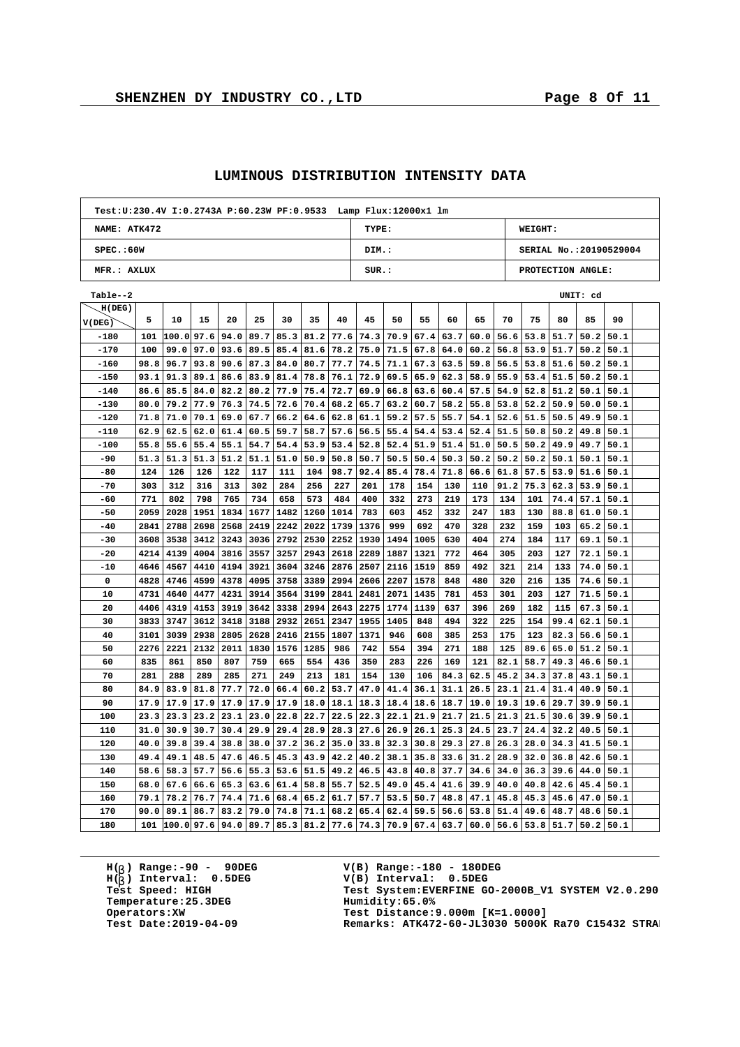## LUMINOUS DISTRIBUTION INTENSITY DATA

| Test:U:230.4V I:0.2743A P:60.23W PF:0.9533 Lamp Flux:12000x1 lm | | |
|---|---|---|
| NAME: ATK472 | TYPE: | WEIGHT: |
| SPEC.:60W | DIM.: | SERIAL No.:20190529004 |
| MFR.: AXLUX | SUR.: | PROTECTION ANGLE: |

Table--2 UNIT: cd

| H(DEG) / V(DEG) | 5 | 10 | 15 | 20 | 25 | 30 | 35 | 40 | 45 | 50 | 55 | 60 | 65 | 70 | 75 | 80 | 85 | 90 |
|---|---|---|---|---|---|---|---|---|---|---|---|---|---|---|---|---|---|---|
| -180 | 101 | 100.0 | 97.6 | 94.0 | 89.7 | 85.3 | 81.2 | 77.6 | 74.3 | 70.9 | 67.4 | 63.7 | 60.0 | 56.6 | 53.8 | 51.7 | 50.2 | 50.1 |
| -170 | 100 | 99.0 | 97.0 | 93.6 | 89.5 | 85.4 | 81.6 | 78.2 | 75.0 | 71.5 | 67.8 | 64.0 | 60.2 | 56.8 | 53.9 | 51.7 | 50.2 | 50.1 |
| -160 | 98.8 | 96.7 | 93.8 | 90.6 | 87.3 | 84.0 | 80.7 | 77.7 | 74.5 | 71.1 | 67.3 | 63.5 | 59.8 | 56.5 | 53.8 | 51.6 | 50.2 | 50.1 |
| -150 | 93.1 | 91.3 | 89.1 | 86.6 | 83.9 | 81.4 | 78.8 | 76.1 | 72.9 | 69.5 | 65.9 | 62.3 | 58.9 | 55.9 | 53.4 | 51.5 | 50.2 | 50.1 |
| -140 | 86.6 | 85.5 | 84.0 | 82.2 | 80.2 | 77.9 | 75.4 | 72.7 | 69.9 | 66.8 | 63.6 | 60.4 | 57.5 | 54.9 | 52.8 | 51.2 | 50.1 | 50.1 |
| -130 | 80.0 | 79.2 | 77.9 | 76.3 | 74.5 | 72.6 | 70.4 | 68.2 | 65.7 | 63.2 | 60.7 | 58.2 | 55.8 | 53.8 | 52.2 | 50.9 | 50.0 | 50.1 |
| -120 | 71.8 | 71.0 | 70.1 | 69.0 | 67.7 | 66.2 | 64.6 | 62.8 | 61.1 | 59.2 | 57.5 | 55.7 | 54.1 | 52.6 | 51.5 | 50.5 | 49.9 | 50.1 |
| -110 | 62.9 | 62.5 | 62.0 | 61.4 | 60.5 | 59.7 | 58.7 | 57.6 | 56.5 | 55.4 | 54.4 | 53.4 | 52.4 | 51.5 | 50.8 | 50.2 | 49.8 | 50.1 |
| -100 | 55.8 | 55.6 | 55.4 | 55.1 | 54.7 | 54.4 | 53.9 | 53.4 | 52.8 | 52.4 | 51.9 | 51.4 | 51.0 | 50.5 | 50.2 | 49.9 | 49.7 | 50.1 |
| -90 | 51.3 | 51.3 | 51.3 | 51.2 | 51.1 | 51.0 | 50.9 | 50.8 | 50.7 | 50.5 | 50.4 | 50.3 | 50.2 | 50.2 | 50.2 | 50.1 | 50.1 | 50.1 |
| -80 | 124 | 126 | 126 | 122 | 117 | 111 | 104 | 98.7 | 92.4 | 85.4 | 78.4 | 71.8 | 66.6 | 61.8 | 57.5 | 53.9 | 51.6 | 50.1 |
| -70 | 303 | 312 | 316 | 313 | 302 | 284 | 256 | 227 | 201 | 178 | 154 | 130 | 110 | 91.2 | 75.3 | 62.3 | 53.9 | 50.1 |
| -60 | 771 | 802 | 798 | 765 | 734 | 658 | 573 | 484 | 400 | 332 | 273 | 219 | 173 | 134 | 101 | 74.4 | 57.1 | 50.1 |
| -50 | 2059 | 2028 | 1951 | 1834 | 1677 | 1482 | 1260 | 1014 | 783 | 603 | 452 | 332 | 247 | 183 | 130 | 88.8 | 61.0 | 50.1 |
| -40 | 2841 | 2788 | 2698 | 2568 | 2419 | 2242 | 2022 | 1739 | 1376 | 999 | 692 | 470 | 328 | 232 | 159 | 103 | 65.2 | 50.1 |
| -30 | 3608 | 3538 | 3412 | 3243 | 3036 | 2792 | 2530 | 2252 | 1930 | 1494 | 1005 | 630 | 404 | 274 | 184 | 117 | 69.1 | 50.1 |
| -20 | 4214 | 4139 | 4004 | 3816 | 3557 | 3257 | 2943 | 2618 | 2289 | 1887 | 1321 | 772 | 464 | 305 | 203 | 127 | 72.1 | 50.1 |
| -10 | 4646 | 4567 | 4410 | 4194 | 3921 | 3604 | 3246 | 2876 | 2507 | 2116 | 1519 | 859 | 492 | 321 | 214 | 133 | 74.0 | 50.1 |
| 0 | 4828 | 4746 | 4599 | 4378 | 4095 | 3758 | 3389 | 2994 | 2606 | 2207 | 1578 | 848 | 480 | 320 | 216 | 135 | 74.6 | 50.1 |
| 10 | 4731 | 4640 | 4477 | 4231 | 3914 | 3564 | 3199 | 2841 | 2481 | 2071 | 1435 | 781 | 453 | 301 | 203 | 127 | 71.5 | 50.1 |
| 20 | 4406 | 4319 | 4153 | 3919 | 3642 | 3338 | 2994 | 2643 | 2275 | 1774 | 1139 | 637 | 396 | 269 | 182 | 115 | 67.3 | 50.1 |
| 30 | 3833 | 3747 | 3612 | 3418 | 3188 | 2932 | 2651 | 2347 | 1955 | 1405 | 848 | 494 | 322 | 225 | 154 | 99.4 | 62.1 | 50.1 |
| 40 | 3101 | 3039 | 2938 | 2805 | 2628 | 2416 | 2155 | 1807 | 1371 | 946 | 608 | 385 | 253 | 175 | 123 | 82.3 | 56.6 | 50.1 |
| 50 | 2276 | 2221 | 2132 | 2011 | 1830 | 1576 | 1285 | 986 | 742 | 554 | 394 | 271 | 188 | 125 | 89.6 | 65.0 | 51.2 | 50.1 |
| 60 | 835 | 861 | 850 | 807 | 759 | 665 | 554 | 436 | 350 | 283 | 226 | 169 | 121 | 82.1 | 58.7 | 49.3 | 46.6 | 50.1 |
| 70 | 281 | 288 | 289 | 285 | 271 | 249 | 213 | 181 | 154 | 130 | 106 | 84.3 | 62.5 | 45.2 | 34.3 | 37.8 | 43.1 | 50.1 |
| 80 | 84.9 | 83.9 | 81.8 | 77.7 | 72.0 | 66.4 | 60.2 | 53.7 | 47.0 | 41.4 | 36.1 | 31.1 | 26.5 | 23.1 | 21.4 | 31.4 | 40.9 | 50.1 |
| 90 | 17.9 | 17.9 | 17.9 | 17.9 | 17.9 | 17.9 | 18.0 | 18.1 | 18.3 | 18.4 | 18.6 | 18.7 | 19.0 | 19.3 | 19.6 | 29.7 | 39.9 | 50.1 |
| 100 | 23.3 | 23.3 | 23.2 | 23.1 | 23.0 | 22.8 | 22.7 | 22.5 | 22.3 | 22.1 | 21.9 | 21.7 | 21.5 | 21.3 | 21.5 | 30.6 | 39.9 | 50.1 |
| 110 | 31.0 | 30.9 | 30.7 | 30.4 | 29.9 | 29.4 | 28.9 | 28.3 | 27.6 | 26.9 | 26.1 | 25.3 | 24.5 | 23.7 | 24.4 | 32.2 | 40.5 | 50.1 |
| 120 | 40.0 | 39.8 | 39.4 | 38.8 | 38.0 | 37.2 | 36.2 | 35.0 | 33.8 | 32.3 | 30.8 | 29.3 | 27.8 | 26.3 | 28.0 | 34.3 | 41.5 | 50.1 |
| 130 | 49.4 | 49.1 | 48.5 | 47.6 | 46.5 | 45.3 | 43.9 | 42.2 | 40.2 | 38.1 | 35.8 | 33.6 | 31.2 | 28.9 | 32.0 | 36.8 | 42.6 | 50.1 |
| 140 | 58.6 | 58.3 | 57.7 | 56.6 | 55.3 | 53.6 | 51.5 | 49.2 | 46.5 | 43.8 | 40.8 | 37.7 | 34.6 | 34.0 | 36.3 | 39.6 | 44.0 | 50.1 |
| 150 | 68.0 | 67.6 | 66.6 | 65.3 | 63.6 | 61.4 | 58.8 | 55.7 | 52.5 | 49.0 | 45.4 | 41.6 | 39.9 | 40.0 | 40.8 | 42.6 | 45.4 | 50.1 |
| 160 | 79.1 | 78.2 | 76.7 | 74.4 | 71.6 | 68.4 | 65.2 | 61.7 | 57.7 | 53.5 | 50.7 | 48.8 | 47.1 | 45.8 | 45.3 | 45.6 | 47.0 | 50.1 |
| 170 | 90.0 | 89.1 | 86.7 | 83.2 | 79.0 | 74.8 | 71.1 | 68.2 | 65.4 | 62.4 | 59.5 | 56.6 | 53.8 | 51.4 | 49.6 | 48.7 | 48.6 | 50.1 |
| 180 | 101 | 100.0 | 97.6 | 94.0 | 89.7 | 85.3 | 81.2 | 77.6 | 74.3 | 70.9 | 67.4 | 63.7 | 60.0 | 56.6 | 53.8 | 51.7 | 50.2 | 50.1 |

H(β) Range:-90 - 90DEG
H(β) Interval: 0.5DEG
Test Speed: HIGH
Temperature:25.3DEG
Operators:XW
Test Date:2019-04-09

V(B) Range:-180 - 180DEG
V(B) Interval: 0.5DEG
Test System:EVERFINE GO-2000B_V1 SYSTEM V2.0.290
Humidity:65.0%
Test Distance:9.000m [K=1.0000]
Remarks: ATK472-60-JL3030 5000K Ra70 C15432 STRA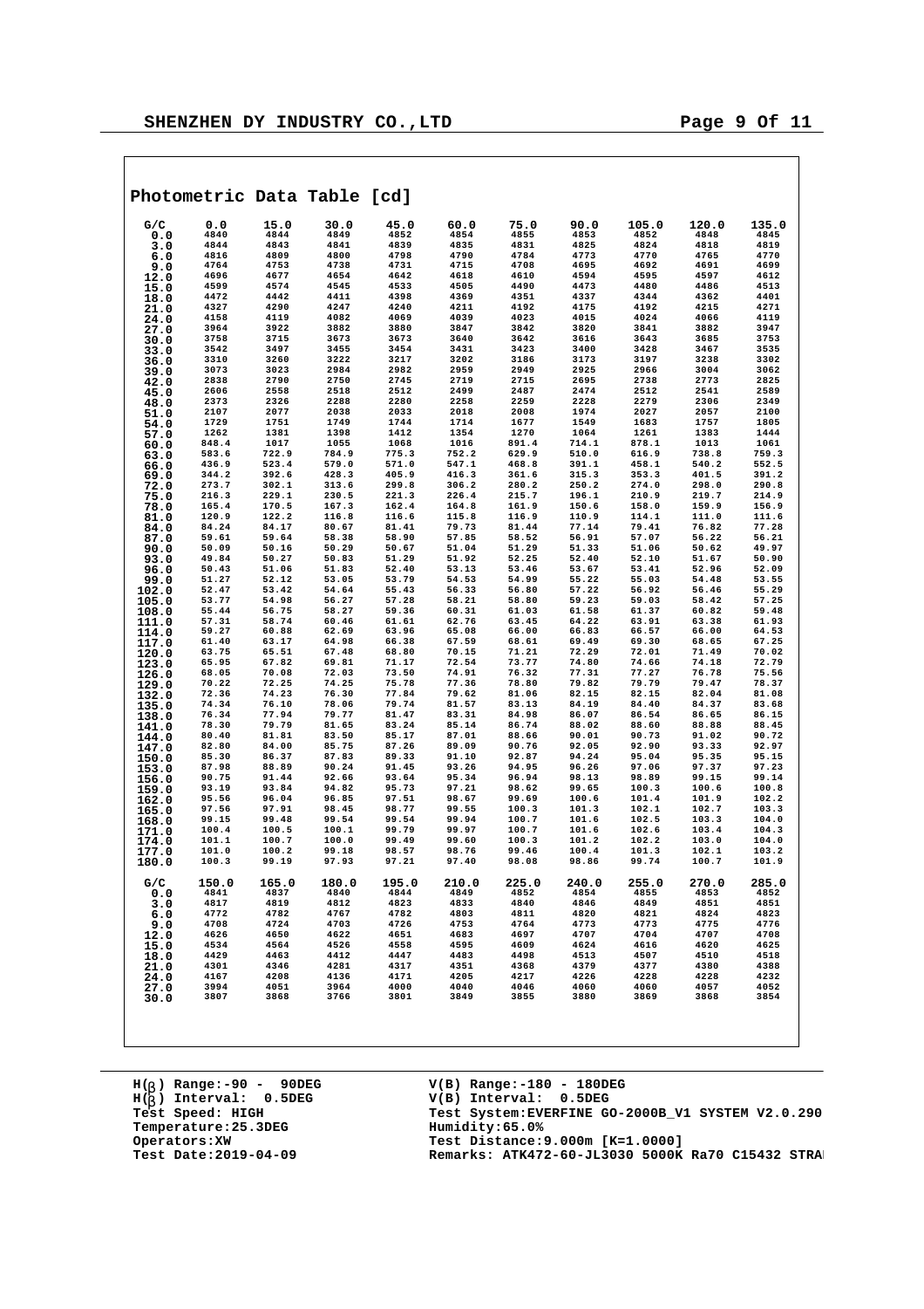## Photometric Data Table [cd]

| G/C | 0.0 | 15.0 | 30.0 | 45.0 | 60.0 | 75.0 | 90.0 | 105.0 | 120.0 | 135.0 |
|---|---|---|---|---|---|---|---|---|---|---|
| 0.0 | 4840 | 4844 | 4849 | 4852 | 4854 | 4855 | 4853 | 4852 | 4848 | 4845 |
| 3.0 | 4844 | 4843 | 4841 | 4839 | 4835 | 4831 | 4825 | 4824 | 4818 | 4819 |
| 6.0 | 4816 | 4809 | 4800 | 4798 | 4790 | 4784 | 4773 | 4770 | 4765 | 4770 |
| 9.0 | 4764 | 4753 | 4738 | 4731 | 4715 | 4708 | 4695 | 4692 | 4691 | 4699 |
| 12.0 | 4696 | 4677 | 4654 | 4642 | 4618 | 4610 | 4594 | 4595 | 4597 | 4612 |
| 15.0 | 4599 | 4574 | 4545 | 4533 | 4505 | 4490 | 4473 | 4480 | 4486 | 4513 |
| 18.0 | 4472 | 4442 | 4411 | 4398 | 4369 | 4351 | 4337 | 4344 | 4362 | 4401 |
| 21.0 | 4327 | 4290 | 4247 | 4240 | 4211 | 4192 | 4175 | 4192 | 4215 | 4271 |
| 24.0 | 4158 | 4119 | 4082 | 4069 | 4039 | 4023 | 4015 | 4024 | 4066 | 4119 |
| 27.0 | 3964 | 3922 | 3882 | 3880 | 3847 | 3842 | 3820 | 3841 | 3882 | 3947 |
| 30.0 | 3758 | 3715 | 3673 | 3673 | 3640 | 3642 | 3616 | 3643 | 3685 | 3753 |
| 33.0 | 3542 | 3497 | 3455 | 3454 | 3431 | 3423 | 3400 | 3428 | 3467 | 3535 |
| 36.0 | 3310 | 3260 | 3222 | 3217 | 3202 | 3186 | 3173 | 3197 | 3238 | 3302 |
| 39.0 | 3073 | 3023 | 2984 | 2982 | 2959 | 2949 | 2925 | 2966 | 3004 | 3062 |
| 42.0 | 2838 | 2790 | 2750 | 2745 | 2719 | 2715 | 2695 | 2738 | 2773 | 2825 |
| 45.0 | 2606 | 2558 | 2518 | 2512 | 2499 | 2487 | 2474 | 2512 | 2541 | 2589 |
| 48.0 | 2373 | 2326 | 2288 | 2280 | 2258 | 2259 | 2228 | 2279 | 2306 | 2349 |
| 51.0 | 2107 | 2077 | 2038 | 2033 | 2018 | 2008 | 1974 | 2027 | 2057 | 2100 |
| 54.0 | 1729 | 1751 | 1749 | 1744 | 1714 | 1677 | 1549 | 1683 | 1757 | 1805 |
| 57.0 | 1262 | 1381 | 1398 | 1412 | 1354 | 1270 | 1064 | 1261 | 1383 | 1444 |
| 60.0 | 848.4 | 1017 | 1055 | 1068 | 1016 | 891.4 | 714.1 | 878.1 | 1013 | 1061 |
| 63.0 | 583.6 | 722.9 | 784.9 | 775.3 | 752.2 | 629.9 | 510.0 | 616.9 | 738.8 | 759.3 |
| 66.0 | 436.9 | 523.4 | 579.0 | 571.0 | 547.1 | 468.8 | 391.1 | 458.1 | 540.2 | 552.5 |
| 69.0 | 344.2 | 392.6 | 428.3 | 405.9 | 416.3 | 361.6 | 315.3 | 353.3 | 401.5 | 391.2 |
| 72.0 | 273.7 | 302.1 | 313.6 | 299.8 | 306.2 | 280.2 | 250.2 | 274.0 | 298.0 | 290.8 |
| 75.0 | 216.3 | 229.1 | 230.5 | 221.3 | 226.4 | 215.7 | 196.1 | 210.9 | 219.7 | 214.9 |
| 78.0 | 165.4 | 170.5 | 167.3 | 162.4 | 164.8 | 161.9 | 150.6 | 158.0 | 159.9 | 156.9 |
| 81.0 | 120.9 | 122.2 | 116.8 | 116.6 | 115.8 | 116.9 | 110.9 | 114.1 | 111.0 | 111.6 |
| 84.0 | 84.24 | 84.17 | 80.67 | 81.41 | 79.73 | 81.44 | 77.14 | 79.41 | 76.82 | 77.28 |
| 87.0 | 59.61 | 59.64 | 58.38 | 58.90 | 57.85 | 58.52 | 56.91 | 57.07 | 56.22 | 56.21 |
| 90.0 | 50.09 | 50.16 | 50.29 | 50.67 | 51.04 | 51.29 | 51.33 | 51.06 | 50.62 | 49.97 |
| 93.0 | 49.84 | 50.27 | 50.83 | 51.29 | 51.92 | 52.25 | 52.40 | 52.10 | 51.67 | 50.90 |
| 96.0 | 50.43 | 51.06 | 51.83 | 52.40 | 53.13 | 53.46 | 53.67 | 53.41 | 52.96 | 52.09 |
| 99.0 | 51.27 | 52.12 | 53.05 | 53.79 | 54.53 | 54.99 | 55.22 | 55.03 | 54.48 | 53.55 |
| 102.0 | 52.47 | 53.42 | 54.64 | 55.43 | 56.33 | 56.80 | 57.22 | 56.92 | 56.46 | 55.29 |
| 105.0 | 53.77 | 54.98 | 56.27 | 57.28 | 58.21 | 58.80 | 59.23 | 59.03 | 58.42 | 57.25 |
| 108.0 | 55.44 | 56.75 | 58.27 | 59.36 | 60.31 | 61.03 | 61.58 | 61.37 | 60.82 | 59.48 |
| 111.0 | 57.31 | 58.74 | 60.46 | 61.61 | 62.76 | 63.45 | 64.22 | 63.91 | 63.38 | 61.93 |
| 114.0 | 59.27 | 60.88 | 62.69 | 63.96 | 65.08 | 66.00 | 66.83 | 66.57 | 66.00 | 64.53 |
| 117.0 | 61.40 | 63.17 | 64.98 | 66.38 | 67.59 | 68.61 | 69.49 | 69.30 | 68.65 | 67.25 |
| 120.0 | 63.75 | 65.51 | 67.48 | 68.80 | 70.15 | 71.21 | 72.29 | 72.01 | 71.49 | 70.02 |
| 123.0 | 65.95 | 67.82 | 69.81 | 71.17 | 72.54 | 73.77 | 74.80 | 74.66 | 74.18 | 72.79 |
| 126.0 | 68.05 | 70.08 | 72.03 | 73.50 | 74.91 | 76.32 | 77.31 | 77.27 | 76.78 | 75.56 |
| 129.0 | 70.22 | 72.25 | 74.25 | 75.78 | 77.36 | 78.80 | 79.82 | 79.79 | 79.47 | 78.37 |
| 132.0 | 72.36 | 74.23 | 76.30 | 77.84 | 79.62 | 81.06 | 82.15 | 82.15 | 82.04 | 81.08 |
| 135.0 | 74.34 | 76.10 | 78.06 | 79.74 | 81.57 | 83.13 | 84.19 | 84.40 | 84.37 | 83.68 |
| 138.0 | 76.34 | 77.94 | 79.77 | 81.47 | 83.31 | 84.98 | 86.07 | 86.54 | 86.65 | 86.15 |
| 141.0 | 78.30 | 79.79 | 81.65 | 83.24 | 85.14 | 86.74 | 88.02 | 88.60 | 88.88 | 88.45 |
| 144.0 | 80.40 | 81.81 | 83.50 | 85.17 | 87.01 | 88.66 | 90.01 | 90.73 | 91.02 | 90.72 |
| 147.0 | 82.80 | 84.00 | 85.75 | 87.26 | 89.09 | 90.76 | 92.05 | 92.90 | 93.33 | 92.97 |
| 150.0 | 85.30 | 86.37 | 87.83 | 89.33 | 91.10 | 92.87 | 94.24 | 95.04 | 95.35 | 95.15 |
| 153.0 | 87.98 | 88.89 | 90.24 | 91.45 | 93.26 | 94.95 | 96.26 | 97.06 | 97.37 | 97.23 |
| 156.0 | 90.75 | 91.44 | 92.66 | 93.64 | 95.34 | 96.94 | 98.13 | 98.89 | 99.15 | 99.14 |
| 159.0 | 93.19 | 93.84 | 94.82 | 95.73 | 97.21 | 98.62 | 99.65 | 100.3 | 100.6 | 100.8 |
| 162.0 | 95.56 | 96.04 | 96.85 | 97.51 | 98.67 | 99.69 | 100.6 | 101.4 | 101.9 | 102.2 |
| 165.0 | 97.56 | 97.91 | 98.45 | 98.77 | 99.55 | 100.3 | 101.3 | 102.1 | 102.7 | 103.3 |
| 168.0 | 99.15 | 99.48 | 99.54 | 99.54 | 99.94 | 100.7 | 101.6 | 102.5 | 103.3 | 104.0 |
| 171.0 | 100.4 | 100.5 | 100.1 | 99.79 | 99.97 | 100.7 | 101.6 | 102.6 | 103.4 | 104.3 |
| 174.0 | 101.1 | 100.7 | 100.0 | 99.49 | 99.60 | 100.3 | 101.2 | 102.2 | 103.0 | 104.0 |
| 177.0 | 101.0 | 100.2 | 99.18 | 98.57 | 98.76 | 99.46 | 100.4 | 101.3 | 102.1 | 103.2 |
| 180.0 | 100.3 | 99.19 | 97.93 | 97.21 | 97.40 | 98.08 | 98.86 | 99.74 | 100.7 | 101.9 |

| G/C | 150.0 | 165.0 | 180.0 | 195.0 | 210.0 | 225.0 | 240.0 | 255.0 | 270.0 | 285.0 |
|---|---|---|---|---|---|---|---|---|---|---|
| 0.0 | 4841 | 4837 | 4840 | 4844 | 4849 | 4852 | 4854 | 4855 | 4853 | 4852 |
| 3.0 | 4817 | 4819 | 4812 | 4823 | 4833 | 4840 | 4846 | 4849 | 4851 | 4851 |
| 6.0 | 4772 | 4782 | 4767 | 4782 | 4803 | 4811 | 4820 | 4821 | 4824 | 4823 |
| 9.0 | 4708 | 4724 | 4703 | 4726 | 4753 | 4764 | 4773 | 4773 | 4775 | 4776 |
| 12.0 | 4626 | 4650 | 4622 | 4651 | 4683 | 4697 | 4707 | 4704 | 4707 | 4708 |
| 15.0 | 4534 | 4564 | 4526 | 4558 | 4595 | 4609 | 4624 | 4616 | 4620 | 4625 |
| 18.0 | 4429 | 4463 | 4412 | 4447 | 4483 | 4498 | 4513 | 4507 | 4510 | 4518 |
| 21.0 | 4301 | 4346 | 4281 | 4317 | 4351 | 4368 | 4379 | 4377 | 4380 | 4388 |
| 24.0 | 4167 | 4208 | 4136 | 4171 | 4205 | 4217 | 4226 | 4228 | 4228 | 4232 |
| 27.0 | 3994 | 4051 | 3964 | 4000 | 4040 | 4046 | 4060 | 4060 | 4057 | 4052 |
| 30.0 | 3807 | 3868 | 3766 | 3801 | 3849 | 3855 | 3880 | 3869 | 3868 | 3854 |

H(β) Range:-90 - 90DEG
H(β) Interval: 0.5DEG
Test Speed: HIGH
Temperature:25.3DEG
Operators:XW
Test Date:2019-04-09

V(B) Range:-180 - 180DEG
V(B) Interval: 0.5DEG
Test System:EVERFINE GO-2000B_V1 SYSTEM V2.0.290
Humidity:65.0%
Test Distance:9.000m [K=1.0000]
Remarks: ATK472-60-JL3030 5000K Ra70 C15432 STRA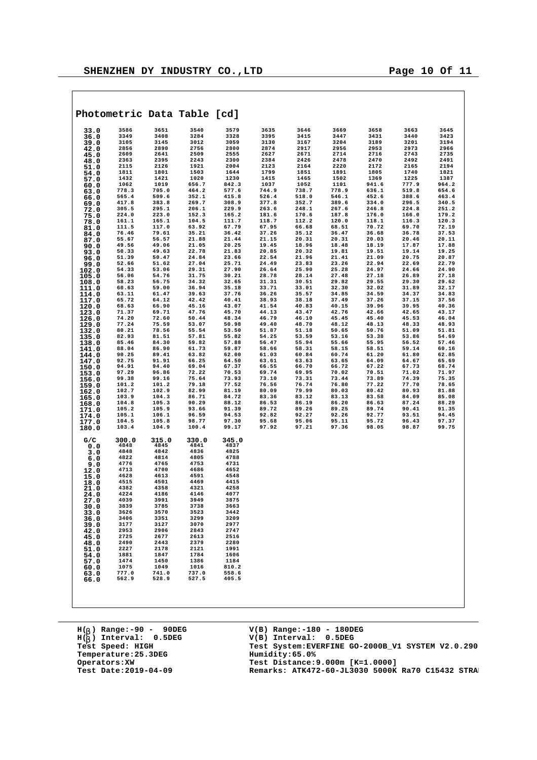## Photometric Data Table [cd]

| | | | | | | | | | | |
|---|---|---|---|---|---|---|---|---|---|---|
| 33.0 | 3586 | 3651 | 3540 | 3579 | 3635 | 3646 | 3669 | 3658 | 3663 | 3645 |
| 36.0 | 3349 | 3408 | 3284 | 3328 | 3395 | 3415 | 3447 | 3431 | 3440 | 3423 |
| 39.0 | 3105 | 3145 | 3012 | 3059 | 3130 | 3167 | 3204 | 3189 | 3201 | 3194 |
| 42.0 | 2856 | 2890 | 2756 | 2800 | 2874 | 2917 | 2956 | 2953 | 2973 | 2966 |
| 45.0 | 2609 | 2641 | 2509 | 2555 | 2627 | 2671 | 2714 | 2716 | 2743 | 2735 |
| 48.0 | 2363 | 2395 | 2243 | 2300 | 2384 | 2426 | 2478 | 2470 | 2492 | 2491 |
| 51.0 | 2115 | 2126 | 1921 | 2004 | 2123 | 2164 | 2220 | 2172 | 2165 | 2194 |
| 54.0 | 1811 | 1801 | 1503 | 1644 | 1799 | 1851 | 1891 | 1805 | 1740 | 1821 |
| 57.0 | 1432 | 1421 | 1020 | 1230 | 1415 | 1465 | 1502 | 1369 | 1225 | 1387 |
| 60.0 | 1062 | 1019 | 656.7 | 842.3 | 1037 | 1052 | 1101 | 941.6 | 777.9 | 964.2 |
| 63.0 | 778.3 | 705.0 | 464.2 | 577.6 | 744.9 | 738.7 | 778.9 | 636.1 | 519.8 | 654.6 |
| 66.0 | 565.4 | 509.6 | 352.1 | 415.8 | 526.4 | 518.0 | 546.1 | 452.6 | 388.6 | 463.4 |
| 69.0 | 417.8 | 383.8 | 269.7 | 308.9 | 377.8 | 352.7 | 389.6 | 334.0 | 296.5 | 340.5 |
| 72.0 | 305.5 | 295.1 | 206.1 | 229.9 | 263.6 | 248.1 | 267.6 | 246.8 | 224.8 | 251.2 |
| 75.0 | 224.0 | 223.0 | 152.3 | 165.2 | 181.6 | 170.6 | 187.8 | 176.0 | 166.0 | 179.2 |
| 78.0 | 161.1 | 165.1 | 104.5 | 111.7 | 118.7 | 112.2 | 120.0 | 118.1 | 116.3 | 120.3 |
| 81.0 | 111.5 | 117.0 | 63.92 | 67.79 | 67.95 | 66.68 | 68.51 | 70.72 | 69.70 | 72.19 |
| 84.0 | 76.46 | 79.61 | 35.21 | 36.42 | 37.26 | 35.12 | 36.47 | 36.68 | 36.78 | 37.53 |
| 87.0 | 55.67 | 56.57 | 21.88 | 21.44 | 21.15 | 20.31 | 20.31 | 20.03 | 20.46 | 20.11 |
| 90.0 | 49.56 | 49.06 | 21.05 | 20.25 | 19.45 | 18.96 | 18.48 | 18.19 | 17.87 | 17.88 |
| 93.0 | 50.33 | 49.63 | 22.78 | 21.83 | 20.85 | 20.32 | 19.81 | 19.51 | 19.14 | 19.25 |
| 96.0 | 51.39 | 50.47 | 24.84 | 23.66 | 22.54 | 21.96 | 21.41 | 21.09 | 20.75 | 20.87 |
| 99.0 | 52.66 | 51.62 | 27.04 | 25.71 | 24.49 | 23.83 | 23.26 | 22.94 | 22.69 | 22.79 |
| 102.0 | 54.33 | 53.06 | 29.31 | 27.90 | 26.64 | 25.90 | 25.28 | 24.97 | 24.66 | 24.90 |
| 105.0 | 56.06 | 54.76 | 31.75 | 30.21 | 28.78 | 28.14 | 27.48 | 27.18 | 26.89 | 27.18 |
| 108.0 | 58.23 | 56.75 | 34.32 | 32.65 | 31.31 | 30.51 | 29.82 | 29.55 | 29.30 | 29.62 |
| 111.0 | 60.63 | 59.00 | 36.94 | 35.18 | 33.71 | 33.01 | 32.30 | 32.02 | 31.89 | 32.17 |
| 114.0 | 63.11 | 61.47 | 39.63 | 37.76 | 36.26 | 35.57 | 34.85 | 34.59 | 34.37 | 34.83 |
| 117.0 | 65.72 | 64.12 | 42.42 | 40.41 | 38.93 | 38.18 | 37.49 | 37.26 | 37.15 | 37.56 |
| 120.0 | 68.63 | 66.90 | 45.16 | 43.07 | 41.54 | 40.83 | 40.15 | 39.96 | 39.95 | 40.36 |
| 123.0 | 71.37 | 69.71 | 47.76 | 45.70 | 44.13 | 43.47 | 42.76 | 42.66 | 42.65 | 43.17 |
| 126.0 | 74.20 | 72.60 | 50.44 | 48.34 | 46.79 | 46.10 | 45.45 | 45.40 | 45.53 | 46.04 |
| 129.0 | 77.24 | 75.59 | 53.07 | 50.98 | 49.40 | 48.70 | 48.12 | 48.13 | 48.33 | 48.93 |
| 132.0 | 80.21 | 78.56 | 55.54 | 53.50 | 51.87 | 51.18 | 50.65 | 50.76 | 51.09 | 51.81 |
| 135.0 | 82.93 | 81.51 | 57.81 | 55.82 | 54.25 | 53.59 | 53.16 | 53.38 | 53.86 | 54.69 |
| 138.0 | 85.46 | 84.30 | 59.82 | 57.88 | 56.47 | 55.94 | 55.66 | 55.95 | 56.52 | 57.46 |
| 141.0 | 88.04 | 86.90 | 61.73 | 59.87 | 58.66 | 58.31 | 58.15 | 58.51 | 59.14 | 60.16 |
| 144.0 | 90.25 | 89.41 | 63.82 | 62.00 | 61.03 | 60.84 | 60.74 | 61.20 | 61.80 | 62.85 |
| 147.0 | 92.75 | 91.91 | 66.25 | 64.50 | 63.61 | 63.63 | 63.65 | 64.09 | 64.67 | 65.69 |
| 150.0 | 94.91 | 94.40 | 69.04 | 67.37 | 66.55 | 66.70 | 66.72 | 67.22 | 67.73 | 68.74 |
| 153.0 | 97.29 | 96.86 | 72.22 | 70.53 | 69.74 | 69.95 | 70.02 | 70.51 | 71.02 | 71.97 |
| 156.0 | 99.38 | 99.16 | 75.64 | 73.93 | 73.10 | 73.31 | 73.44 | 73.89 | 74.39 | 75.35 |
| 159.0 | 101.2 | 101.2 | 79.18 | 77.52 | 76.56 | 76.74 | 76.80 | 77.22 | 77.70 | 78.65 |
| 162.0 | 102.7 | 102.9 | 82.99 | 81.19 | 80.09 | 79.99 | 80.03 | 80.42 | 80.93 | 81.88 |
| 165.0 | 103.9 | 104.3 | 86.71 | 84.72 | 83.36 | 83.12 | 83.13 | 83.58 | 84.09 | 85.08 |
| 168.0 | 104.8 | 105.3 | 90.29 | 88.12 | 86.53 | 86.19 | 86.20 | 86.63 | 87.24 | 88.29 |
| 171.0 | 105.2 | 105.9 | 93.66 | 91.39 | 89.72 | 89.26 | 89.25 | 89.74 | 90.41 | 91.35 |
| 174.0 | 105.1 | 106.1 | 96.59 | 94.53 | 92.82 | 92.27 | 92.26 | 92.77 | 93.51 | 94.45 |
| 177.0 | 104.5 | 105.8 | 98.77 | 97.30 | 95.68 | 95.06 | 95.11 | 95.72 | 96.43 | 97.37 |
| 180.0 | 103.4 | 104.9 | 100.4 | 99.17 | 97.92 | 97.21 | 97.36 | 98.05 | 98.87 | 99.75 |

| G/C | 300.0 | 315.0 | 330.0 | 345.0 |
|---|---|---|---|---|
| 0.0 | 4848 | 4845 | 4841 | 4837 |
| 3.0 | 4848 | 4842 | 4836 | 4825 |
| 6.0 | 4822 | 4814 | 4805 | 4788 |
| 9.0 | 4776 | 4765 | 4753 | 4731 |
| 12.0 | 4713 | 4700 | 4686 | 4652 |
| 15.0 | 4628 | 4613 | 4591 | 4548 |
| 18.0 | 4515 | 4501 | 4469 | 4415 |
| 21.0 | 4382 | 4358 | 4321 | 4258 |
| 24.0 | 4224 | 4186 | 4146 | 4077 |
| 27.0 | 4039 | 3991 | 3949 | 3875 |
| 30.0 | 3839 | 3785 | 3738 | 3663 |
| 33.0 | 3626 | 3570 | 3523 | 3442 |
| 36.0 | 3406 | 3351 | 3299 | 3209 |
| 39.0 | 3177 | 3127 | 3070 | 2977 |
| 42.0 | 2953 | 2906 | 2843 | 2747 |
| 45.0 | 2725 | 2677 | 2613 | 2516 |
| 48.0 | 2490 | 2443 | 2379 | 2280 |
| 51.0 | 2227 | 2178 | 2121 | 1991 |
| 54.0 | 1881 | 1847 | 1784 | 1606 |
| 57.0 | 1474 | 1450 | 1386 | 1184 |
| 60.0 | 1075 | 1049 | 1016 | 810.2 |
| 63.0 | 777.0 | 741.0 | 737.0 | 558.6 |
| 66.0 | 562.9 | 528.9 | 527.5 | 405.5 |

H(β) Range:-90 - 90DEG
H(β) Interval: 0.5DEG
Test Speed: HIGH
Temperature:25.3DEG
Operators:XW
Test Date:2019-04-09

V(B) Range:-180 - 180DEG
V(B) Interval: 0.5DEG
Test System:EVERFINE GO-2000B_V1 SYSTEM V2.0.290
Humidity:65.0%
Test Distance:9.000m [K=1.0000]
Remarks: ATK472-60-JL3030 5000K Ra70 C15432 STRA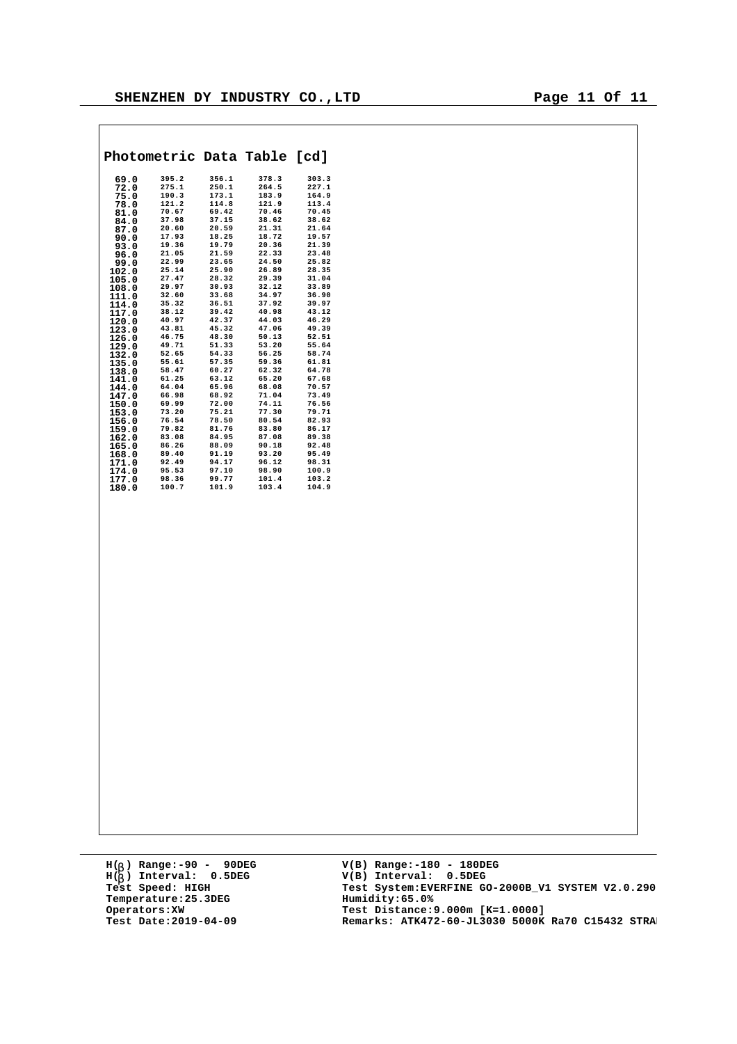## Photometric Data Table [cd]

| | | | | |
|---|---|---|---|---|
| 69.0 | 395.2 | 356.1 | 378.3 | 303.3 |
| 72.0 | 275.1 | 250.1 | 264.5 | 227.1 |
| 75.0 | 190.3 | 173.1 | 183.9 | 164.9 |
| 78.0 | 121.2 | 114.8 | 121.9 | 113.4 |
| 81.0 | 70.67 | 69.42 | 70.46 | 70.45 |
| 84.0 | 37.98 | 37.15 | 38.62 | 38.62 |
| 87.0 | 20.60 | 20.59 | 21.31 | 21.64 |
| 90.0 | 17.93 | 18.25 | 18.72 | 19.57 |
| 93.0 | 19.36 | 19.79 | 20.36 | 21.39 |
| 96.0 | 21.05 | 21.59 | 22.33 | 23.48 |
| 99.0 | 22.99 | 23.65 | 24.50 | 25.82 |
| 102.0 | 25.14 | 25.90 | 26.89 | 28.35 |
| 105.0 | 27.47 | 28.32 | 29.39 | 31.04 |
| 108.0 | 29.97 | 30.93 | 32.12 | 33.89 |
| 111.0 | 32.60 | 33.68 | 34.97 | 36.90 |
| 114.0 | 35.32 | 36.51 | 37.92 | 39.97 |
| 117.0 | 38.12 | 39.42 | 40.98 | 43.12 |
| 120.0 | 40.97 | 42.37 | 44.03 | 46.29 |
| 123.0 | 43.81 | 45.32 | 47.06 | 49.39 |
| 126.0 | 46.75 | 48.30 | 50.13 | 52.51 |
| 129.0 | 49.71 | 51.33 | 53.20 | 55.64 |
| 132.0 | 52.65 | 54.33 | 56.25 | 58.74 |
| 135.0 | 55.61 | 57.35 | 59.36 | 61.81 |
| 138.0 | 58.47 | 60.27 | 62.32 | 64.78 |
| 141.0 | 61.25 | 63.12 | 65.20 | 67.68 |
| 144.0 | 64.04 | 65.96 | 68.08 | 70.57 |
| 147.0 | 66.98 | 68.92 | 71.04 | 73.49 |
| 150.0 | 69.99 | 72.00 | 74.11 | 76.56 |
| 153.0 | 73.20 | 75.21 | 77.30 | 79.71 |
| 156.0 | 76.54 | 78.50 | 80.54 | 82.93 |
| 159.0 | 79.82 | 81.76 | 83.80 | 86.17 |
| 162.0 | 83.08 | 84.95 | 87.08 | 89.38 |
| 165.0 | 86.26 | 88.09 | 90.18 | 92.48 |
| 168.0 | 89.40 | 91.19 | 93.20 | 95.49 |
| 171.0 | 92.49 | 94.17 | 96.12 | 98.31 |
| 174.0 | 95.53 | 97.10 | 98.90 | 100.9 |
| 177.0 | 98.36 | 99.77 | 101.4 | 103.2 |
| 180.0 | 100.7 | 101.9 | 103.4 | 104.9 |

H(β) Range:-90 - 90DEG
H(β) Interval: 0.5DEG
Test Speed: HIGH
Temperature:25.3DEG
Operators:XW
Test Date:2019-04-09

V(B) Range:-180 - 180DEG
V(B) Interval: 0.5DEG
Test System:EVERFINE GO-2000B_V1 SYSTEM V2.0.290
Humidity:65.0%
Test Distance:9.000m [K=1.0000]
Remarks: ATK472-60-JL3030 5000K Ra70 C15432 STRA